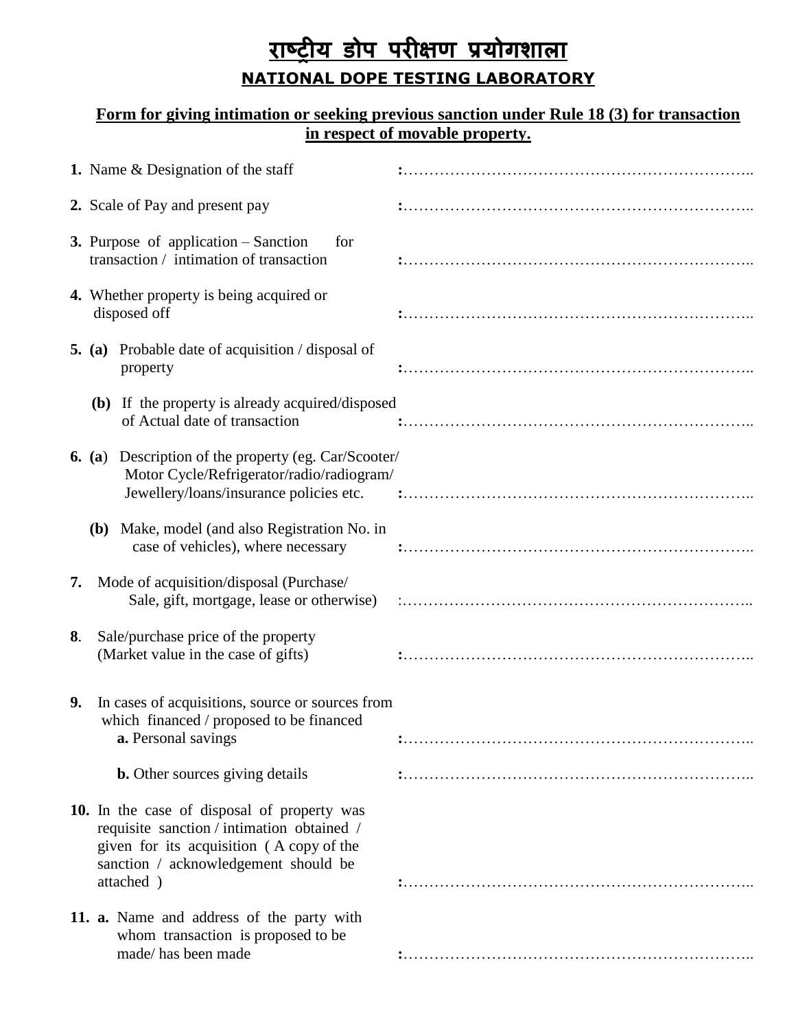# राष्ट्रीय डोप परीक्षण प्रयोगशाला

## NATIONAL DOPE TESTING LABORATORY

### Form for giving intimation or seeking previous sanction under Rule 18 (3) for transaction in respect of movable property.

**1.** Name & Designation of the staff :…………………………………………………………..

**2.** Scale of Pay and present pay :…………………………………………………………..

**3.** Purpose of application – Sanction for transaction / intimation of transaction :…………………………………………………………..

**4.** Whether property is being acquired or disposed off :…………………………………………………………..

**5. (a)** Probable date of acquisition / disposal of property :…………………………………………………………..

**(b)** If the property is already acquired/disposed of Actual date of transaction :…………………………………………………………..

**6. (a)** Description of the property (eg. Car/Scooter/ Motor Cycle/Refrigerator/radio/radiogram/ Jewellery/loans/insurance policies etc. :…………………………………………………………..

**(b)** Make, model (and also Registration No. in case of vehicles), where necessary :…………………………………………………………..

**7.** Mode of acquisition/disposal (Purchase/ Sale, gift, mortgage, lease or otherwise) :…………………………………………………………..

**8**. Sale/purchase price of the property (Market value in the case of gifts) :…………………………………………………………..

**9.** In cases of acquisitions, source or sources from which financed / proposed to be financed

**a.** Personal savings :…………………………………………………………..

**b.** Other sources giving details :…………………………………………………………..

**10.** In the case of disposal of property was requisite sanction / intimation obtained / given for its acquisition ( A copy of the sanction / acknowledgement should be attached ) :…………………………………………………………..

**11. a.** Name and address of the party with whom transaction is proposed to be made/ has been made :…………………………………………………………..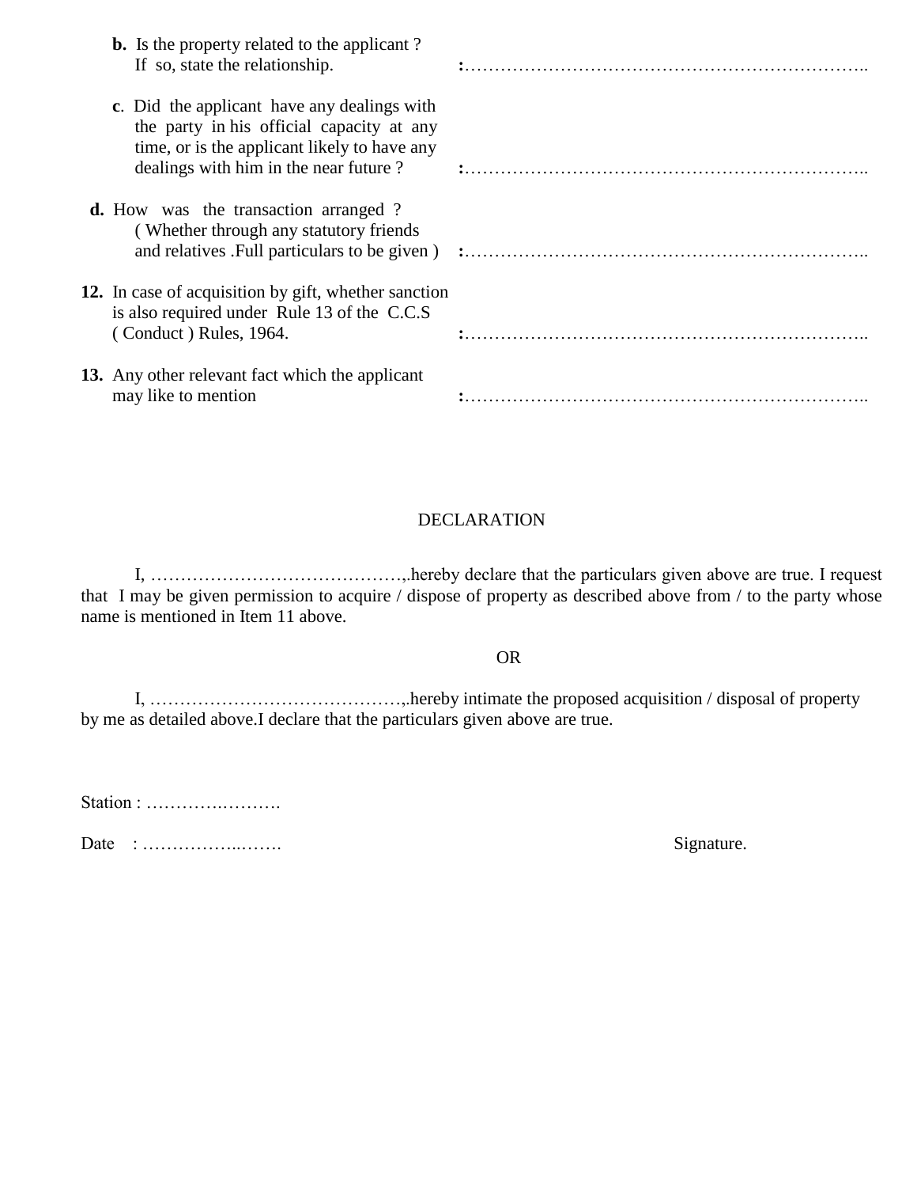**b.** Is the property related to the applicant ? If so, state the relationship. :…………………………………………………………..

**c**. Did the applicant have any dealings with the party in his official capacity at any time, or is the applicant likely to have any dealings with him in the near future ? :…………………………………………………………..

**d.** How was the transaction arranged ? ( Whether through any statutory friends and relatives .Full particulars to be given ) :…………………………………………………………..

**12.** In case of acquisition by gift, whether sanction is also required under Rule 13 of the C.C.S ( Conduct ) Rules, 1964. :…………………………………………………………..

**13.** Any other relevant fact which the applicant may like to mention :…………………………………………………………..

DECLARATION

I, ……………………………………,.hereby declare that the particulars given above are true. I request that I may be given permission to acquire / dispose of property as described above from / to the party whose name is mentioned in Item 11 above.

OR

I, ……………………………………,.hereby intimate the proposed acquisition / disposal of property by me as detailed above.I declare that the particulars given above are true.

Station : …………..……….

Date : ……………..…….

Signature.